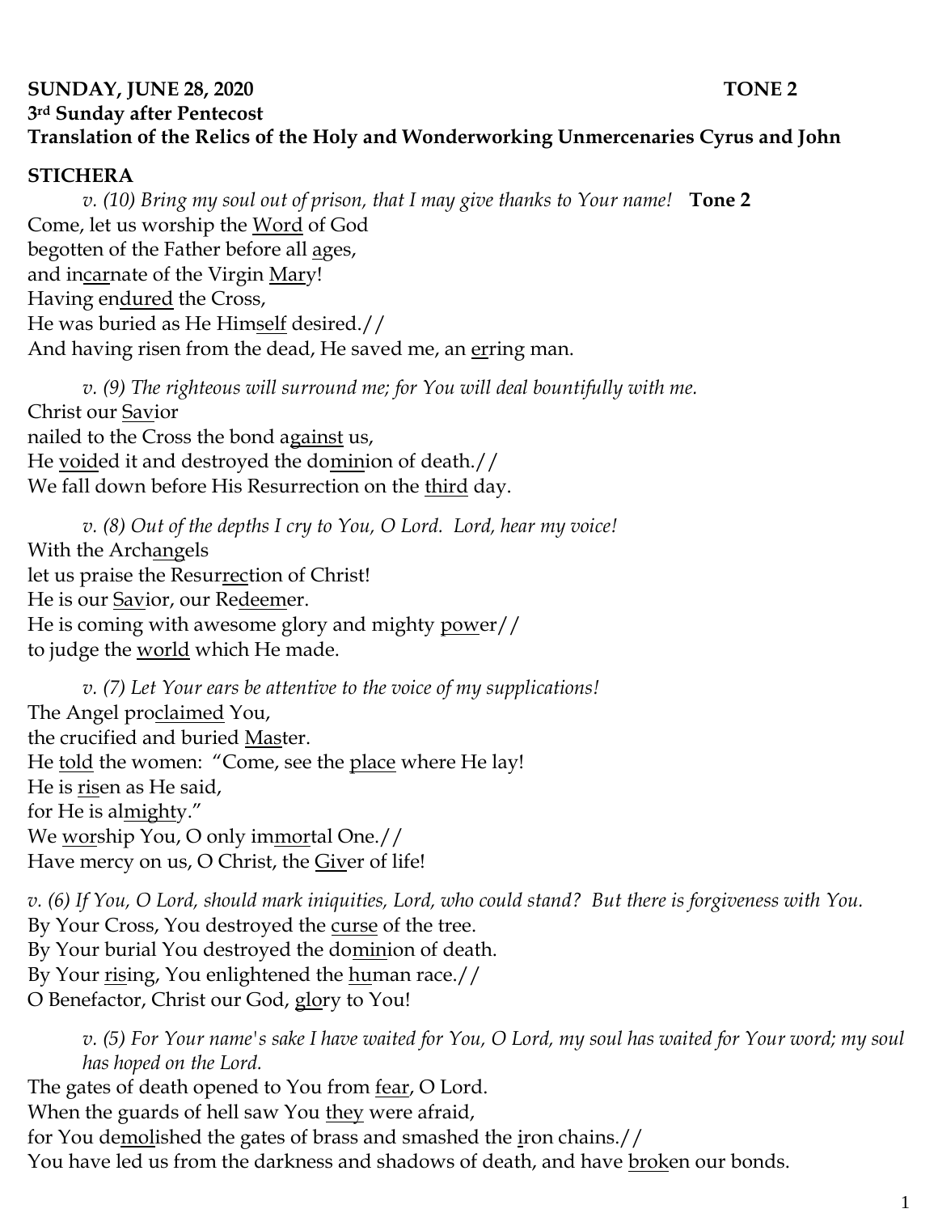**SUNDAY, JUNE 28, 2020** **TONE 2**
**3rd Sunday after Pentecost**
**Translation of the Relics of the Holy and Wonderworking Unmercenaries Cyrus and John**

**STICHERA**

*v. (10) Bring my soul out of prison, that I may give thanks to Your name!* **Tone 2**
Come, let us worship the Word of God
begotten of the Father before all ages,
and incarnate of the Virgin Mary!
Having endured the Cross,
He was buried as He Himself desired.//
And having risen from the dead, He saved me, an erring man.

*v. (9) The righteous will surround me; for You will deal bountifully with me.*
Christ our Savior
nailed to the Cross the bond against us,
He voided it and destroyed the dominion of death.//
We fall down before His Resurrection on the third day.

*v. (8) Out of the depths I cry to You, O Lord. Lord, hear my voice!*
With the Archangels
let us praise the Resurrection of Christ!
He is our Savior, our Redeemer.
He is coming with awesome glory and mighty power//
to judge the world which He made.

*v. (7) Let Your ears be attentive to the voice of my supplications!*
The Angel proclaimed You,
the crucified and buried Master.
He told the women: "Come, see the place where He lay!
He is risen as He said,
for He is almighty."
We worship You, O only immortal One.//
Have mercy on us, O Christ, the Giver of life!

*v. (6) If You, O Lord, should mark iniquities, Lord, who could stand? But there is forgiveness with You.*
By Your Cross, You destroyed the curse of the tree.
By Your burial You destroyed the dominion of death.
By Your rising, You enlightened the human race.//
O Benefactor, Christ our God, glory to You!

*v. (5) For Your name's sake I have waited for You, O Lord, my soul has waited for Your word; my soul has hoped on the Lord.*
The gates of death opened to You from fear, O Lord.
When the guards of hell saw You they were afraid,
for You demolished the gates of brass and smashed the iron chains.//
You have led us from the darkness and shadows of death, and have broken our bonds.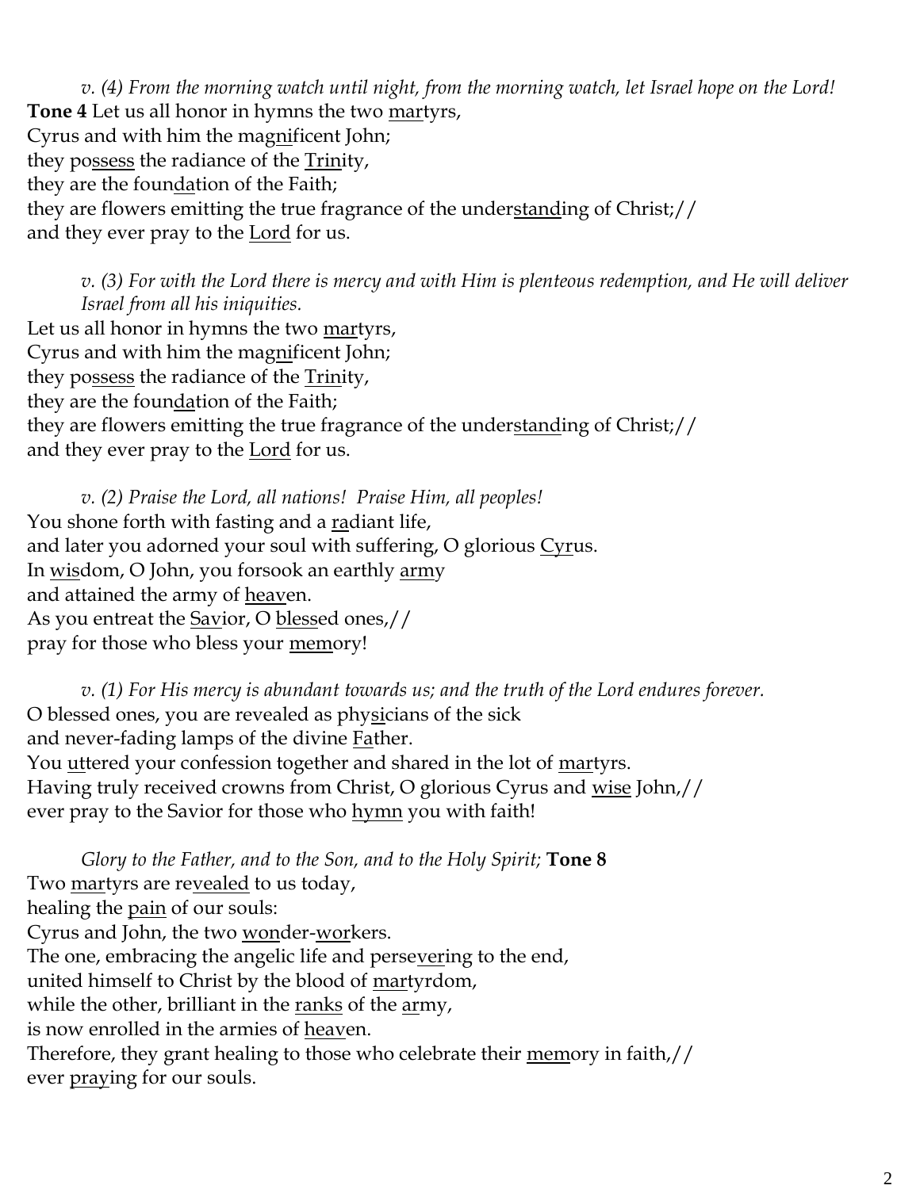*v. (4) From the morning watch until night, from the morning watch, let Israel hope on the Lord!*
**Tone 4** Let us all honor in hymns the two martyrs,
Cyrus and with him the magnificent John;
they possess the radiance of the Trinity,
they are the foundation of the Faith;
they are flowers emitting the true fragrance of the understanding of Christ;//
and they ever pray to the Lord for us.

*v. (3) For with the Lord there is mercy and with Him is plenteous redemption, and He will deliver Israel from all his iniquities.*
Let us all honor in hymns the two martyrs,
Cyrus and with him the magnificent John;
they possess the radiance of the Trinity,
they are the foundation of the Faith;
they are flowers emitting the true fragrance of the understanding of Christ;//
and they ever pray to the Lord for us.

*v. (2) Praise the Lord, all nations! Praise Him, all peoples!*
You shone forth with fasting and a radiant life,
and later you adorned your soul with suffering, O glorious Cyrus.
In wisdom, O John, you forsook an earthly army
and attained the army of heaven.
As you entreat the Savior, O blessed ones,//
pray for those who bless your memory!

*v. (1) For His mercy is abundant towards us; and the truth of the Lord endures forever.*
O blessed ones, you are revealed as physicians of the sick
and never-fading lamps of the divine Father.
You uttered your confession together and shared in the lot of martyrs.
Having truly received crowns from Christ, O glorious Cyrus and wise John,//
ever pray to the Savior for those who hymn you with faith!

*Glory to the Father, and to the Son, and to the Holy Spirit;* **Tone 8**
Two martyrs are revealed to us today,
healing the pain of our souls:
Cyrus and John, the two wonder-workers.
The one, embracing the angelic life and persevering to the end,
united himself to Christ by the blood of martyrdom,
while the other, brilliant in the ranks of the army,
is now enrolled in the armies of heaven.
Therefore, they grant healing to those who celebrate their memory in faith,//
ever praying for our souls.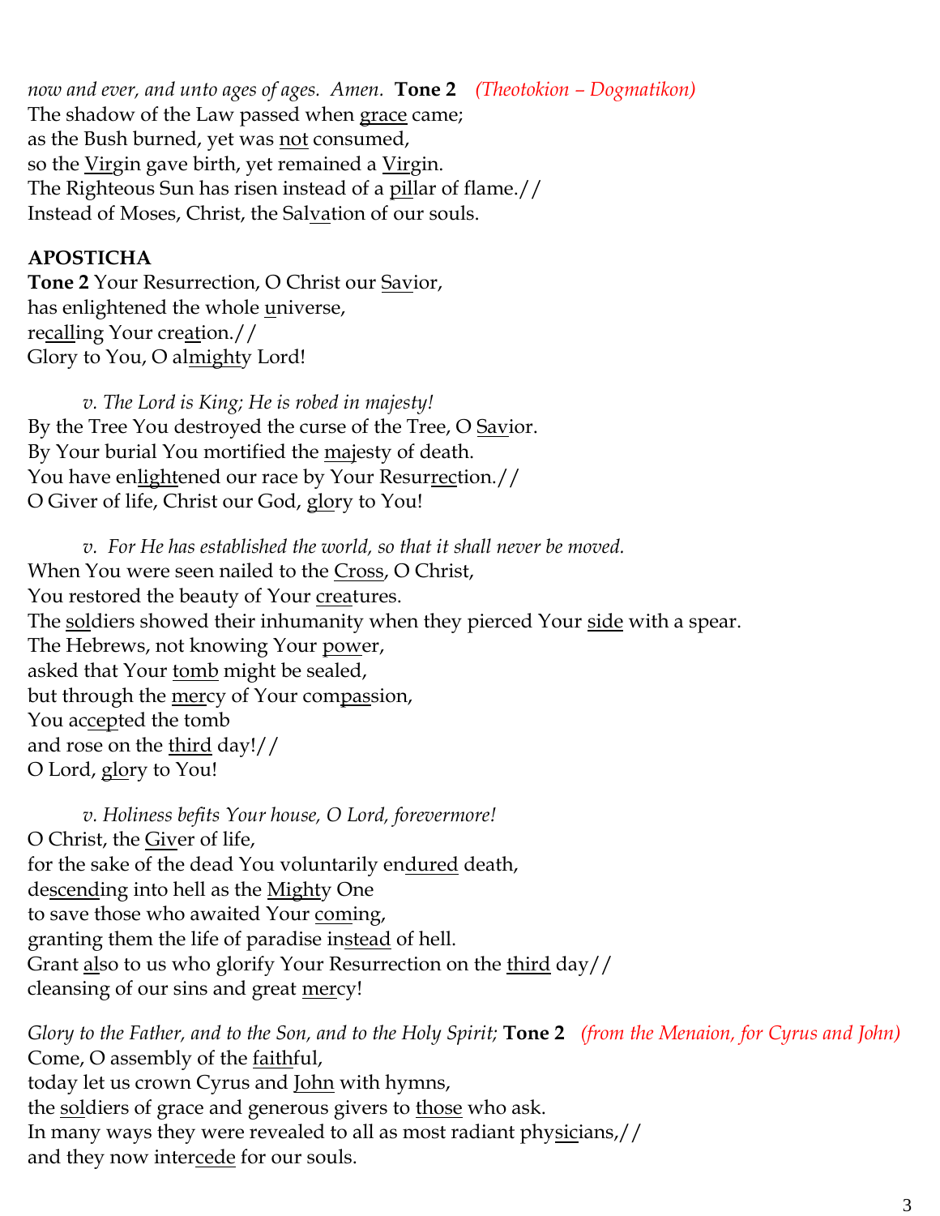*now and ever, and unto ages of ages. Amen.* **Tone 2** *(Theotokion – Dogmatikon)*
The shadow of the Law passed when <u>grace</u> came;
as the Bush burned, yet was <u>not</u> consumed,
so the <u>Vir</u>gin gave birth, yet remained a <u>Vir</u>gin.
The Righteous Sun has risen instead of a <u>pil</u>lar of flame.//
Instead of Moses, Christ, the Sal<u>va</u>tion of our souls.

**APOSTICHA**

**Tone 2** Your Resurrection, O Christ our <u>Sav</u>ior,
has enlightened the whole <u>u</u>niverse,
re<u>call</u>ing Your cre<u>at</u>ion.//
Glory to You, O al<u>mighty</u> Lord!

*v. The Lord is King; He is robed in majesty!*

By the Tree You destroyed the curse of the Tree, O <u>Sav</u>ior.
By Your burial You mortified the <u>ma</u>jesty of death.
You have en<u>light</u>ened our race by Your Resur<u>rec</u>tion.//
O Giver of life, Christ our God, <u>glo</u>ry to You!

*v. For He has established the world, so that it shall never be moved.*

When You were seen nailed to the <u>Cross</u>, O Christ,
You restored the beauty of Your <u>crea</u>tures.
The <u>sol</u>diers showed their inhumanity when they pierced Your <u>side</u> with a spear.
The Hebrews, not knowing Your <u>pow</u>er,
asked that Your <u>tomb</u> might be sealed,
but through the <u>mer</u>cy of Your com<u>pas</u>sion,
You ac<u>cep</u>ted the tomb
and rose on the <u>third</u> day!//
O Lord, <u>glo</u>ry to You!

*v. Holiness befits Your house, O Lord, forevermore!*

O Christ, the <u>Giv</u>er of life,
for the sake of the dead You voluntarily en<u>dured</u> death,
de<u>scend</u>ing into hell as the <u>Might</u>y One
to save those who awaited Your <u>com</u>ing,
granting them the life of paradise in<u>stead</u> of hell.
Grant <u>al</u>so to us who glorify Your Resurrection on the <u>third</u> day//
cleansing of our sins and great <u>mer</u>cy!

*Glory to the Father, and to the Son, and to the Holy Spirit;* **Tone 2** *(from the Menaion, for Cyrus and John)*
Come, O assembly of the <u>faith</u>ful,
today let us crown Cyrus and <u>John</u> with hymns,
the <u>sol</u>diers of grace and generous givers to <u>those</u> who ask.
In many ways they were revealed to all as most radiant phy<u>sic</u>ians,//
and they now inter<u>cede</u> for our souls.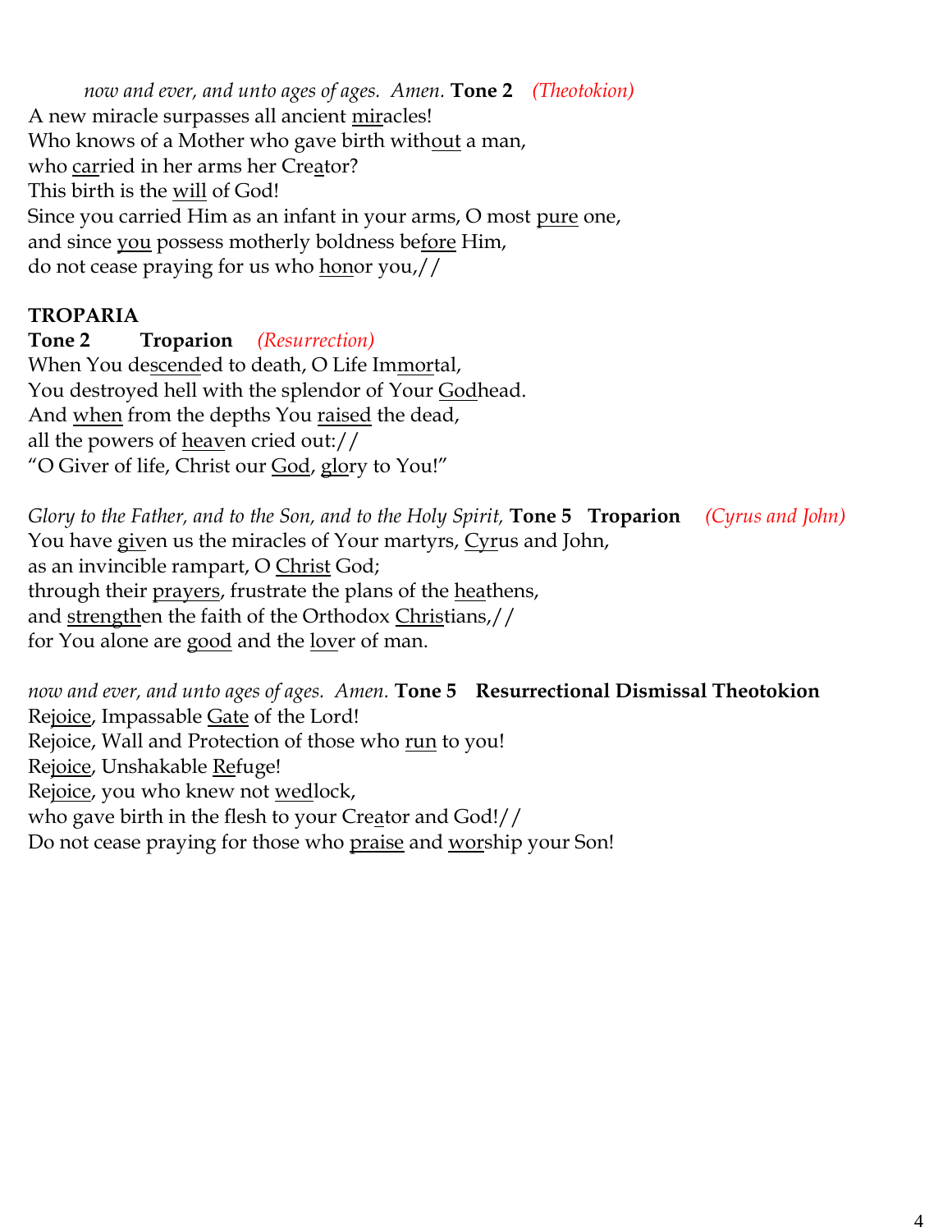*now and ever, and unto ages of ages. Amen.* **Tone 2** *(Theotokion)*

A new miracle surpasses all ancient miracles!
Who knows of a Mother who gave birth without a man,
who carried in her arms her Creator?
This birth is the will of God!
Since you carried Him as an infant in your arms, O most pure one,
and since you possess motherly boldness before Him,
do not cease praying for us who honor you,//

**TROPARIA**

**Tone 2 Troparion** *(Resurrection)*

When You descended to death, O Life Immortal,
You destroyed hell with the splendor of Your Godhead.
And when from the depths You raised the dead,
all the powers of heaven cried out://
"O Giver of life, Christ our God, glory to You!"

*Glory to the Father, and to the Son, and to the Holy Spirit,* **Tone 5 Troparion** *(Cyrus and John)*

You have given us the miracles of Your martyrs, Cyrus and John,
as an invincible rampart, O Christ God;
through their prayers, frustrate the plans of the heathens,
and strengthen the faith of the Orthodox Christians,//
for You alone are good and the lover of man.

*now and ever, and unto ages of ages. Amen.* **Tone 5 Resurrectional Dismissal Theotokion**

Rejoice, Impassable Gate of the Lord!
Rejoice, Wall and Protection of those who run to you!
Rejoice, Unshakable Refuge!
Rejoice, you who knew not wedlock,
who gave birth in the flesh to your Creator and God!//
Do not cease praying for those who praise and worship your Son!